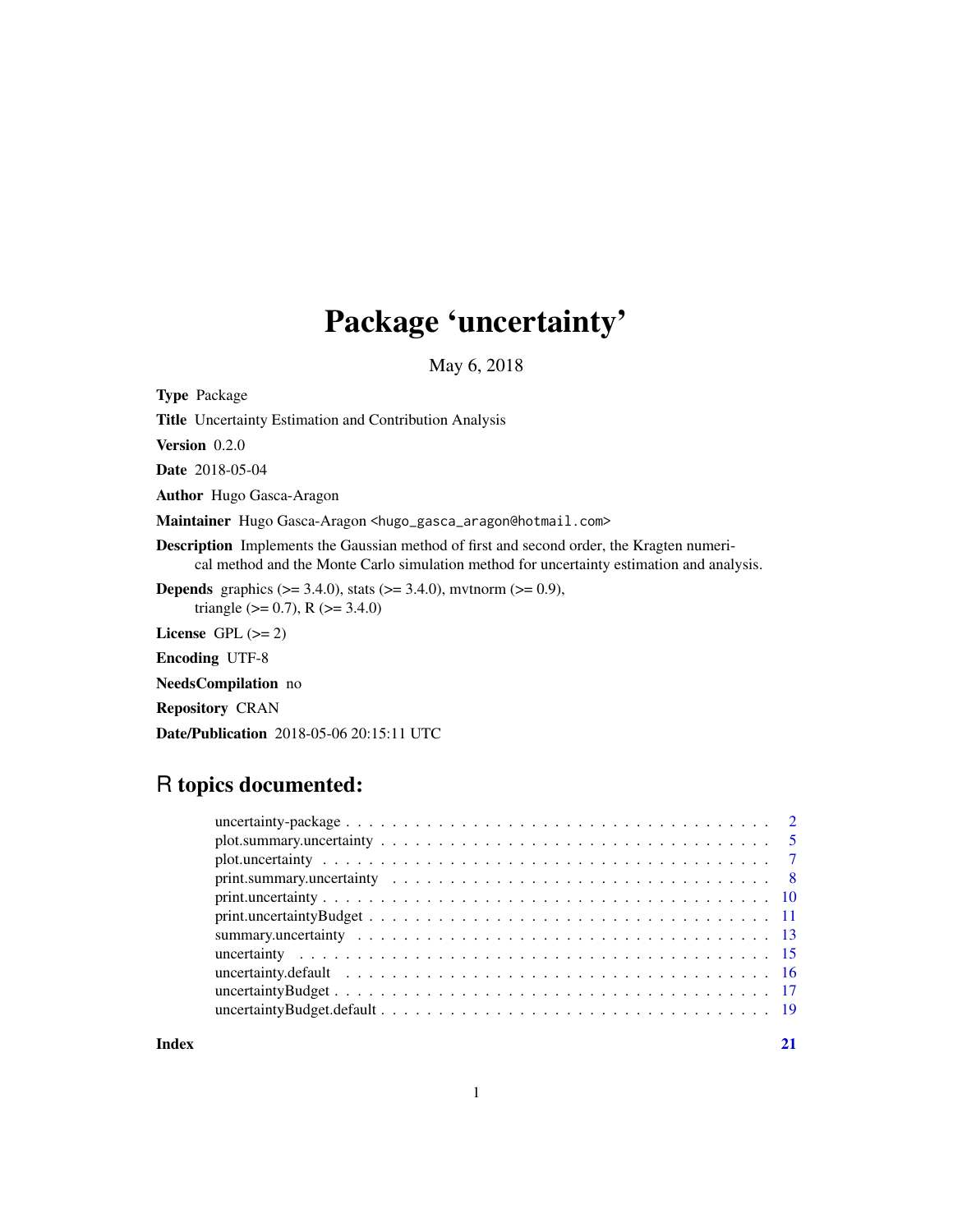# Package 'uncertainty'

May 6, 2018

**Type** Package

**Title** Uncertainty Estimation and Contribution Analysis

**Version** 0.2.0

**Date** 2018-05-04

**Author** Hugo Gasca-Aragon

**Maintainer** Hugo Gasca-Aragon <hugo_gasca_aragon@hotmail.com>

**Description** Implements the Gaussian method of first and second order, the Kragten numerical method and the Monte Carlo simulation method for uncertainty estimation and analysis.

**Depends** graphics (>= 3.4.0), stats (>= 3.4.0), mvtnorm (>= 0.9), triangle (>= 0.7), R (>= 3.4.0)

**License** GPL (>= 2)

**Encoding** UTF-8

**NeedsCompilation** no

**Repository** CRAN

**Date/Publication** 2018-05-06 20:15:11 UTC

## R topics documented:

| | |
|---|---|
| uncertainty-package | 2 |
| plot.summary.uncertainty | 5 |
| plot.uncertainty | 7 |
| print.summary.uncertainty | 8 |
| print.uncertainty | 10 |
| print.uncertaintyBudget | 11 |
| summary.uncertainty | 13 |
| uncertainty | 15 |
| uncertainty.default | 16 |
| uncertaintyBudget | 17 |
| uncertaintyBudget.default | 19 |
| **Index** | **21** |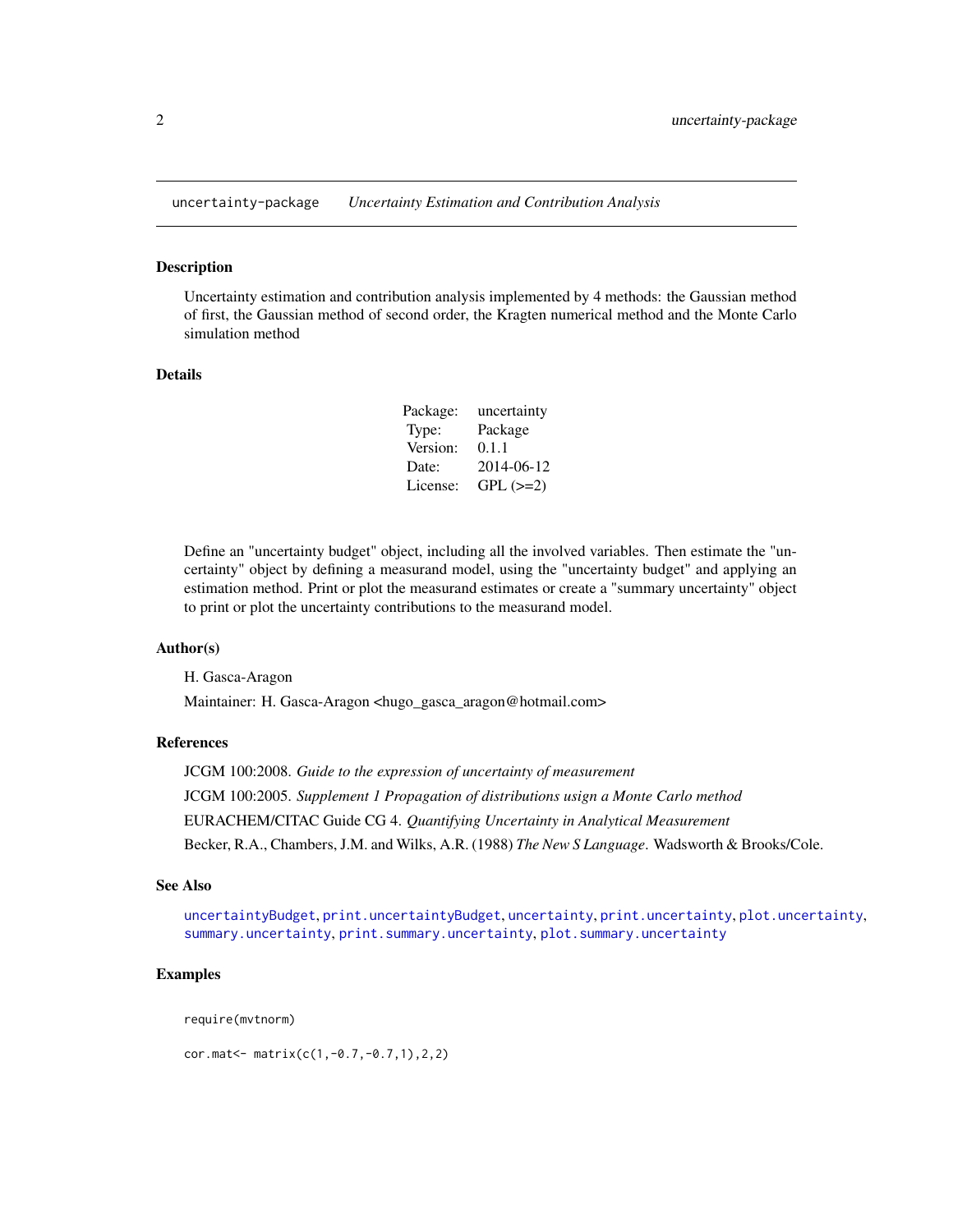uncertainty-package *Uncertainty Estimation and Contribution Analysis*

## Description

Uncertainty estimation and contribution analysis implemented by 4 methods: the Gaussian method of first, the Gaussian method of second order, the Kragten numerical method and the Monte Carlo simulation method

## Details

| | |
|---|---|
| Package: | uncertainty |
| Type: | Package |
| Version: | 0.1.1 |
| Date: | 2014-06-12 |
| License: | GPL (>=2) |

Define an "uncertainty budget" object, including all the involved variables. Then estimate the "uncertainty" object by defining a measurand model, using the "uncertainty budget" and applying an estimation method. Print or plot the measurand estimates or create a "summary uncertainty" object to print or plot the uncertainty contributions to the measurand model.

## Author(s)

H. Gasca-Aragon

Maintainer: H. Gasca-Aragon <hugo_gasca_aragon@hotmail.com>

## References

JCGM 100:2008. *Guide to the expression of uncertainty of measurement*

JCGM 100:2005. *Supplement 1 Propagation of distributions usign a Monte Carlo method*

EURACHEM/CITAC Guide CG 4. *Quantifying Uncertainty in Analytical Measurement*

Becker, R.A., Chambers, J.M. and Wilks, A.R. (1988) *The New S Language*. Wadsworth & Brooks/Cole.

## See Also

uncertaintyBudget, print.uncertaintyBudget, uncertainty, print.uncertainty, plot.uncertainty, summary.uncertainty, print.summary.uncertainty, plot.summary.uncertainty

## Examples

```
require(mvtnorm)

cor.mat<- matrix(c(1,-0.7,-0.7,1),2,2)
```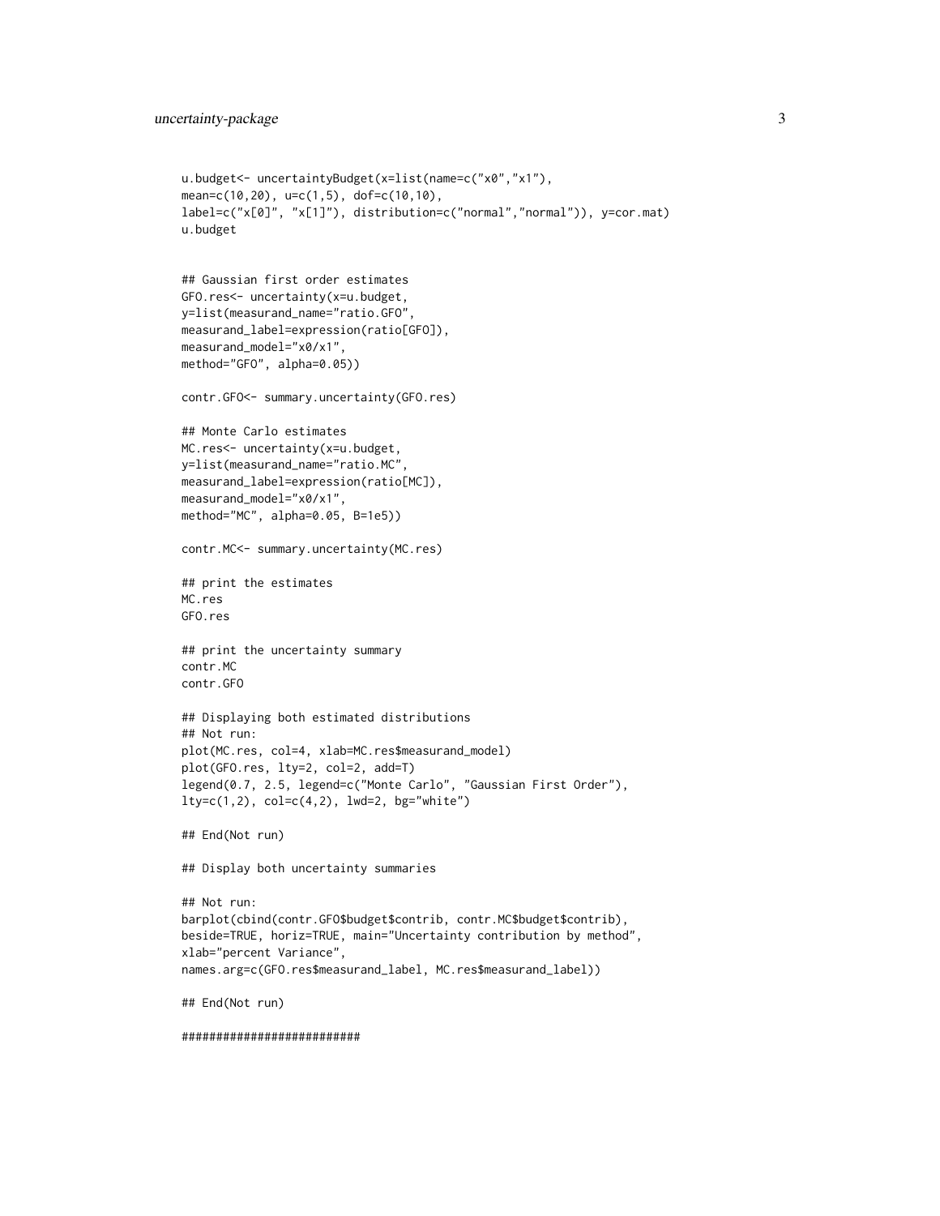```
u.budget<- uncertaintyBudget(x=list(name=c("x0","x1"),
mean=c(10,20), u=c(1,5), dof=c(10,10),
label=c("x[0]", "x[1]"), distribution=c("normal","normal")), y=cor.mat)
u.budget


## Gaussian first order estimates
GFO.res<- uncertainty(x=u.budget,
y=list(measurand_name="ratio.GFO",
measurand_label=expression(ratio[GFO]),
measurand_model="x0/x1",
method="GFO", alpha=0.05))

contr.GFO<- summary.uncertainty(GFO.res)

## Monte Carlo estimates
MC.res<- uncertainty(x=u.budget,
y=list(measurand_name="ratio.MC",
measurand_label=expression(ratio[MC]),
measurand_model="x0/x1",
method="MC", alpha=0.05, B=1e5))

contr.MC<- summary.uncertainty(MC.res)

## print the estimates
MC.res
GFO.res

## print the uncertainty summary
contr.MC
contr.GFO

## Displaying both estimated distributions
## Not run:
plot(MC.res, col=4, xlab=MC.res$measurand_model)
plot(GFO.res, lty=2, col=2, add=T)
legend(0.7, 2.5, legend=c("Monte Carlo", "Gaussian First Order"),
lty=c(1,2), col=c(4,2), lwd=2, bg="white")

## End(Not run)

## Display both uncertainty summaries

## Not run:
barplot(cbind(contr.GFO$budget$contrib, contr.MC$budget$contrib),
beside=TRUE, horiz=TRUE, main="Uncertainty contribution by method",
xlab="percent Variance",
names.arg=c(GFO.res$measurand_label, MC.res$measurand_label))

## End(Not run)

#########################
```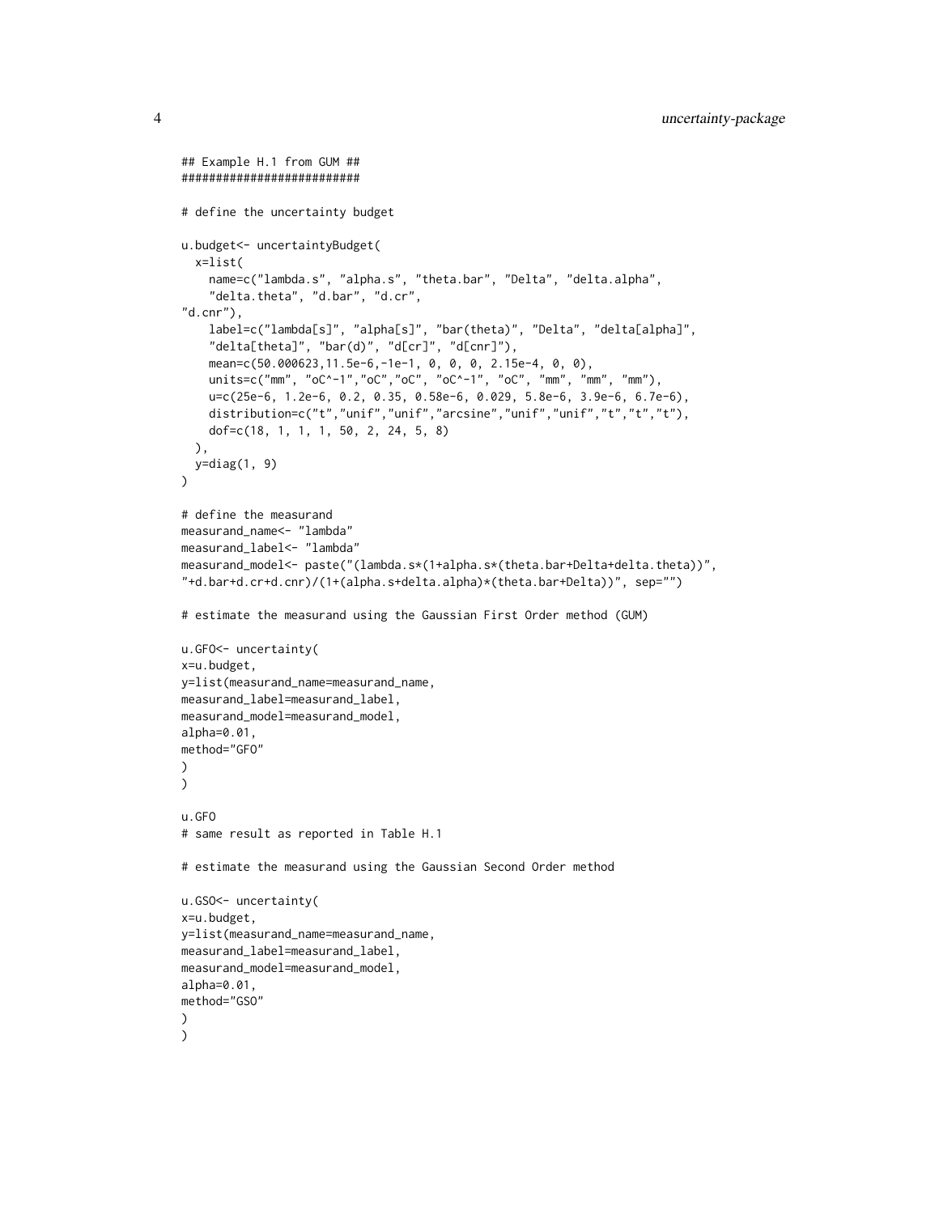```
## Example H.1 from GUM ##
##########################

# define the uncertainty budget

u.budget<- uncertaintyBudget(
  x=list(
    name=c("lambda.s", "alpha.s", "theta.bar", "Delta", "delta.alpha",
    "delta.theta", "d.bar", "d.cr",
"d.cnr"),
    label=c("lambda[s]", "alpha[s]", "bar(theta)", "Delta", "delta[alpha]",
    "delta[theta]", "bar(d)", "d[cr]", "d[cnr]"),
    mean=c(50.000623,11.5e-6,-1e-1, 0, 0, 0, 2.15e-4, 0, 0),
    units=c("mm", "oC^-1","oC","oC", "oC^-1", "oC", "mm", "mm", "mm"),
    u=c(25e-6, 1.2e-6, 0.2, 0.35, 0.58e-6, 0.029, 5.8e-6, 3.9e-6, 6.7e-6),
    distribution=c("t","unif","unif","arcsine","unif","unif","t","t","t"),
    dof=c(18, 1, 1, 1, 50, 2, 24, 5, 8)
  ),
  y=diag(1, 9)
)

# define the measurand
measurand_name<- "lambda"
measurand_label<- "lambda"
measurand_model<- paste("(lambda.s*(1+alpha.s*(theta.bar+Delta+delta.theta))",
"+d.bar+d.cr+d.cnr)/(1+(alpha.s+delta.alpha)*(theta.bar+Delta))", sep="")

# estimate the measurand using the Gaussian First Order method (GUM)

u.GFO<- uncertainty(
x=u.budget,
y=list(measurand_name=measurand_name,
measurand_label=measurand_label,
measurand_model=measurand_model,
alpha=0.01,
method="GFO"
)
)

u.GFO
# same result as reported in Table H.1

# estimate the measurand using the Gaussian Second Order method

u.GSO<- uncertainty(
x=u.budget,
y=list(measurand_name=measurand_name,
measurand_label=measurand_label,
measurand_model=measurand_model,
alpha=0.01,
method="GSO"
)
)
```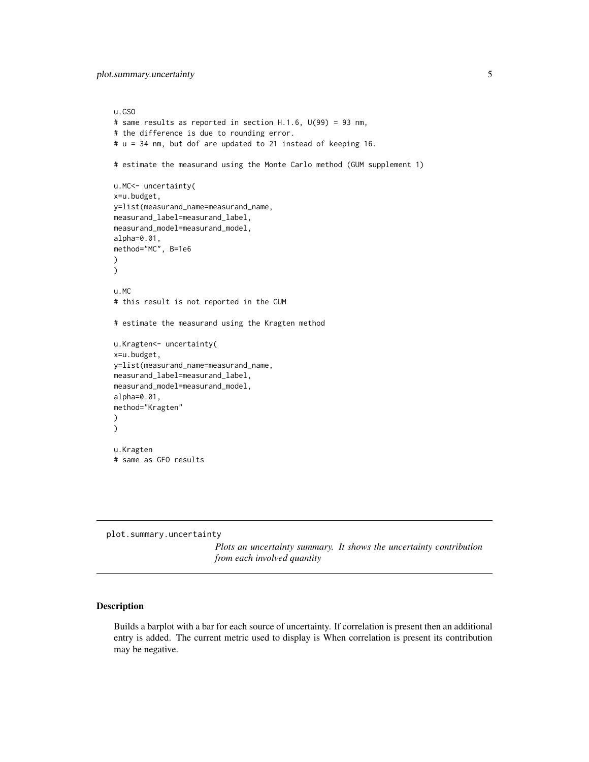```
u.GSO
# same results as reported in section H.1.6, U(99) = 93 nm,
# the difference is due to rounding error.
# u = 34 nm, but dof are updated to 21 instead of keeping 16.

# estimate the measurand using the Monte Carlo method (GUM supplement 1)

u.MC<- uncertainty(
x=u.budget,
y=list(measurand_name=measurand_name,
measurand_label=measurand_label,
measurand_model=measurand_model,
alpha=0.01,
method="MC", B=1e6
)
)

u.MC
# this result is not reported in the GUM

# estimate the measurand using the Kragten method

u.Kragten<- uncertainty(
x=u.budget,
y=list(measurand_name=measurand_name,
measurand_label=measurand_label,
measurand_model=measurand_model,
alpha=0.01,
method="Kragten"
)
)

u.Kragten
# same as GFO results
```

---

`plot.summary.uncertainty` *Plots an uncertainty summary. It shows the uncertainty contribution from each involved quantity*

---

## Description

Builds a barplot with a bar for each source of uncertainty. If correlation is present then an additional entry is added. The current metric used to display is When correlation is present its contribution may be negative.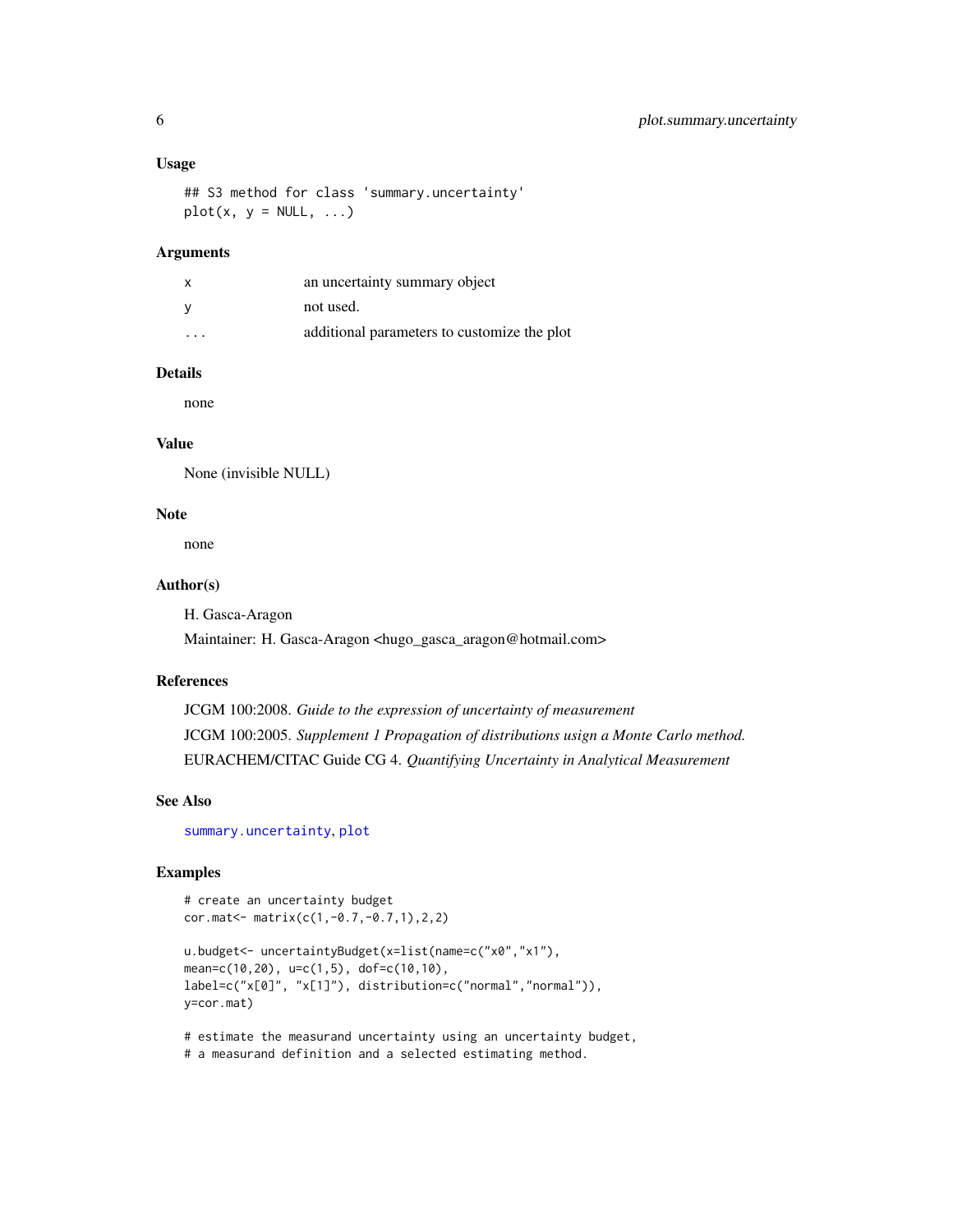## Usage

```
## S3 method for class 'summary.uncertainty'
plot(x, y = NULL, ...)
```

## Arguments

| | |
|---|---|
| x | an uncertainty summary object |
| y | not used. |
| ... | additional parameters to customize the plot |

## Details

none

## Value

None (invisible NULL)

## Note

none

## Author(s)

H. Gasca-Aragon

Maintainer: H. Gasca-Aragon <hugo_gasca_aragon@hotmail.com>

## References

JCGM 100:2008. *Guide to the expression of uncertainty of measurement*

JCGM 100:2005. *Supplement 1 Propagation of distributions usign a Monte Carlo method.*

EURACHEM/CITAC Guide CG 4. *Quantifying Uncertainty in Analytical Measurement*

## See Also

summary.uncertainty, plot

## Examples

```
# create an uncertainty budget
cor.mat<- matrix(c(1,-0.7,-0.7,1),2,2)

u.budget<- uncertaintyBudget(x=list(name=c("x0","x1"),
mean=c(10,20), u=c(1,5), dof=c(10,10),
label=c("x[0]", "x[1]"), distribution=c("normal","normal")),
y=cor.mat)

# estimate the measurand uncertainty using an uncertainty budget,
# a measurand definition and a selected estimating method.
```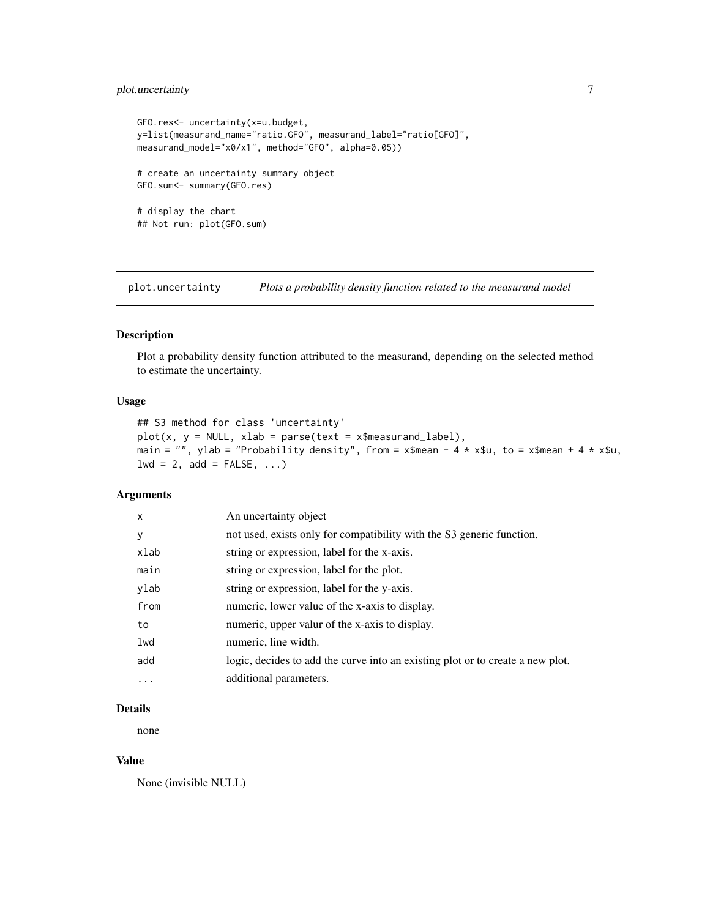```
GFO.res<- uncertainty(x=u.budget,
y=list(measurand_name="ratio.GFO", measurand_label="ratio[GFO]",
measurand_model="x0/x1", method="GFO", alpha=0.05))

# create an uncertainty summary object
GFO.sum<- summary(GFO.res)

# display the chart
## Not run: plot(GFO.sum)
```

---

## plot.uncertainty — *Plots a probability density function related to the measurand model*

### Description

Plot a probability density function attributed to the measurand, depending on the selected method to estimate the uncertainty.

### Usage

```
## S3 method for class 'uncertainty'
plot(x, y = NULL, xlab = parse(text = x$measurand_label),
main = "", ylab = "Probability density", from = x$mean - 4 * x$u, to = x$mean + 4 * x$u,
lwd = 2, add = FALSE, ...)
```

### Arguments

| | |
|---|---|
| `x` | An uncertainty object |
| `y` | not used, exists only for compatibility with the S3 generic function. |
| `xlab` | string or expression, label for the x-axis. |
| `main` | string or expression, label for the plot. |
| `ylab` | string or expression, label for the y-axis. |
| `from` | numeric, lower value of the x-axis to display. |
| `to` | numeric, upper valur of the x-axis to display. |
| `lwd` | numeric, line width. |
| `add` | logic, decides to add the curve into an existing plot or to create a new plot. |
| `...` | additional parameters. |

### Details

none

### Value

None (invisible NULL)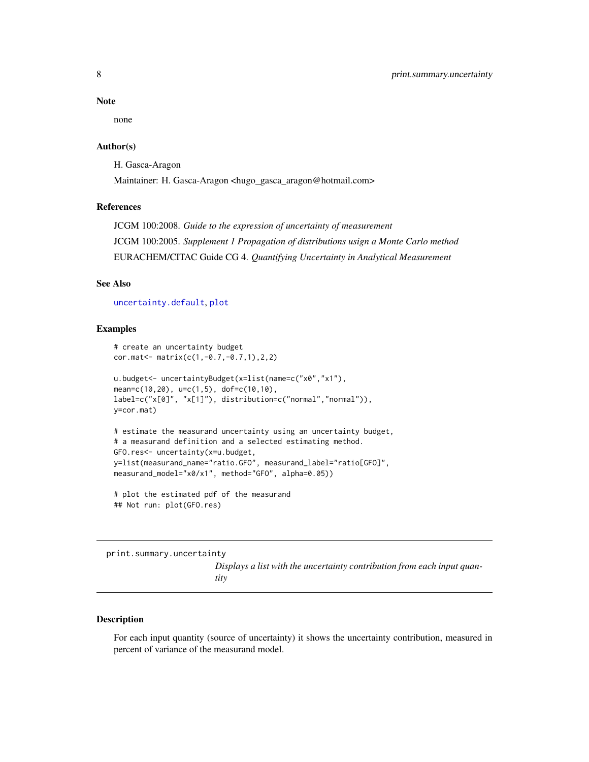### Note

none

### Author(s)

H. Gasca-Aragon

Maintainer: H. Gasca-Aragon <hugo_gasca_aragon@hotmail.com>

### References

JCGM 100:2008. *Guide to the expression of uncertainty of measurement*

JCGM 100:2005. *Supplement 1 Propagation of distributions usign a Monte Carlo method*

EURACHEM/CITAC Guide CG 4. *Quantifying Uncertainty in Analytical Measurement*

### See Also

uncertainty.default, plot

### Examples

```
# create an uncertainty budget
cor.mat<- matrix(c(1,-0.7,-0.7,1),2,2)

u.budget<- uncertaintyBudget(x=list(name=c("x0","x1"),
mean=c(10,20), u=c(1,5), dof=c(10,10),
label=c("x[0]", "x[1]"), distribution=c("normal","normal")),
y=cor.mat)

# estimate the measurand uncertainty using an uncertainty budget,
# a measurand definition and a selected estimating method.
GFO.res<- uncertainty(x=u.budget,
y=list(measurand_name="ratio.GFO", measurand_label="ratio[GFO]",
measurand_model="x0/x1", method="GFO", alpha=0.05))

# plot the estimated pdf of the measurand
## Not run: plot(GFO.res)
```

---

## print.summary.uncertainty

*Displays a list with the uncertainty contribution from each input quantity*

### Description

For each input quantity (source of uncertainty) it shows the uncertainty contribution, measured in percent of variance of the measurand model.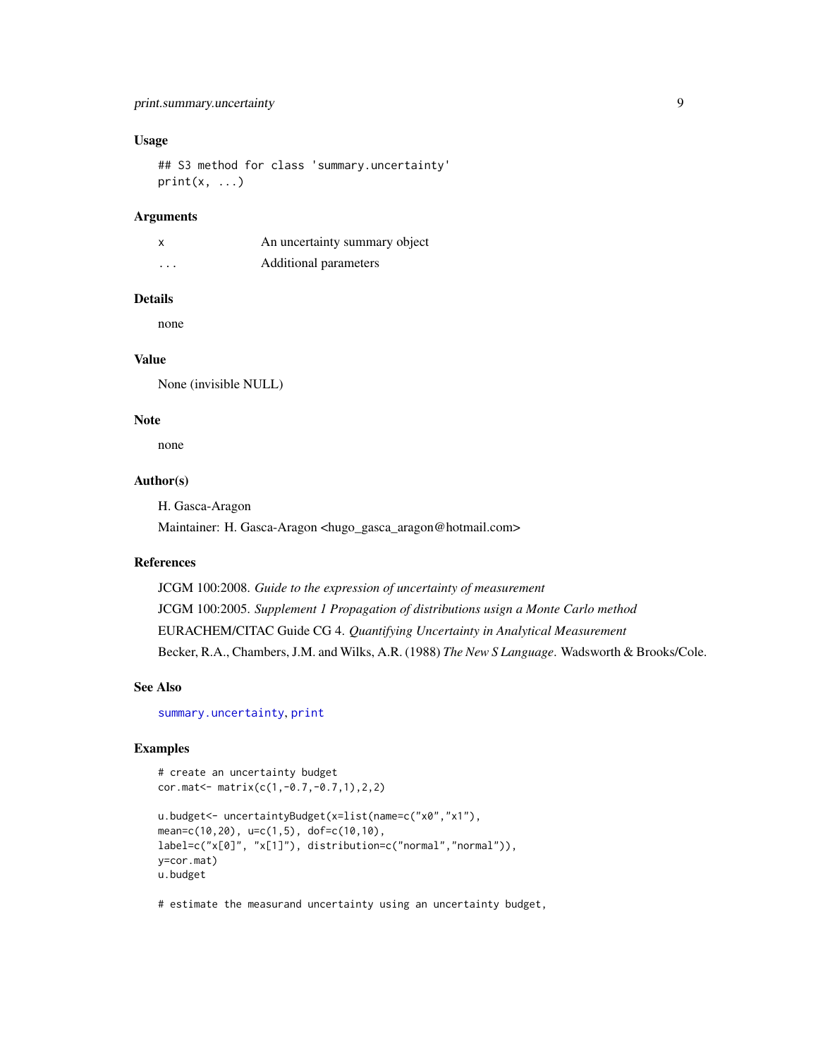## Usage

```
## S3 method for class 'summary.uncertainty'
print(x, ...)
```

## Arguments

| | |
|---|---|
| x | An uncertainty summary object |
| ... | Additional parameters |

## Details

none

## Value

None (invisible NULL)

## Note

none

## Author(s)

H. Gasca-Aragon

Maintainer: H. Gasca-Aragon <hugo_gasca_aragon@hotmail.com>

## References

JCGM 100:2008. *Guide to the expression of uncertainty of measurement*

JCGM 100:2005. *Supplement 1 Propagation of distributions usign a Monte Carlo method*

EURACHEM/CITAC Guide CG 4. *Quantifying Uncertainty in Analytical Measurement*

Becker, R.A., Chambers, J.M. and Wilks, A.R. (1988) *The New S Language*. Wadsworth & Brooks/Cole.

## See Also

summary.uncertainty, print

## Examples

```
# create an uncertainty budget
cor.mat<- matrix(c(1,-0.7,-0.7,1),2,2)

u.budget<- uncertaintyBudget(x=list(name=c("x0","x1"),
mean=c(10,20), u=c(1,5), dof=c(10,10),
label=c("x[0]", "x[1]"), distribution=c("normal","normal")),
y=cor.mat)
u.budget

# estimate the measurand uncertainty using an uncertainty budget,
```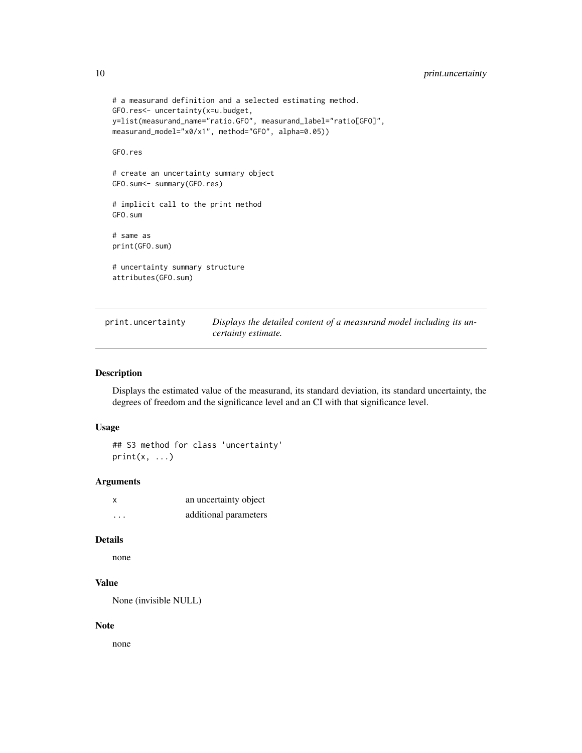```
# a measurand definition and a selected estimating method.
GFO.res<- uncertainty(x=u.budget,
y=list(measurand_name="ratio.GFO", measurand_label="ratio[GFO]",
measurand_model="x0/x1", method="GFO", alpha=0.05))

GFO.res

# create an uncertainty summary object
GFO.sum<- summary(GFO.res)

# implicit call to the print method
GFO.sum

# same as
print(GFO.sum)

# uncertainty summary structure
attributes(GFO.sum)
```

---

`print.uncertainty` *Displays the detailed content of a measurand model including its uncertainty estimate.*

---

## Description

Displays the estimated value of the measurand, its standard deviation, its standard uncertainty, the degrees of freedom and the significance level and an CI with that significance level.

## Usage

```
## S3 method for class 'uncertainty'
print(x, ...)
```

## Arguments

| | |
|---|---|
| `x` | an uncertainty object |
| `...` | additional parameters |

## Details

none

## Value

None (invisible NULL)

## Note

none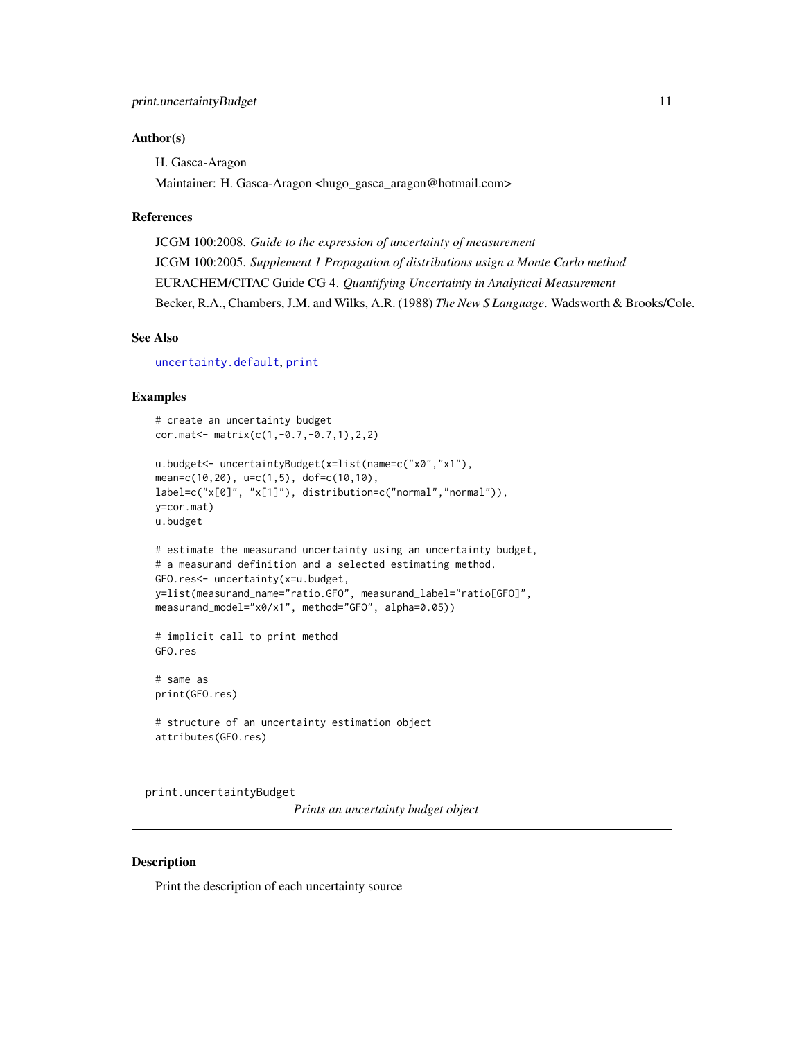### Author(s)

H. Gasca-Aragon

Maintainer: H. Gasca-Aragon <hugo_gasca_aragon@hotmail.com>

### References

JCGM 100:2008. *Guide to the expression of uncertainty of measurement*

JCGM 100:2005. *Supplement 1 Propagation of distributions usign a Monte Carlo method*

EURACHEM/CITAC Guide CG 4. *Quantifying Uncertainty in Analytical Measurement*

Becker, R.A., Chambers, J.M. and Wilks, A.R. (1988) *The New S Language*. Wadsworth & Brooks/Cole.

### See Also

`uncertainty.default`, `print`

### Examples

```
# create an uncertainty budget
cor.mat<- matrix(c(1,-0.7,-0.7,1),2,2)

u.budget<- uncertaintyBudget(x=list(name=c("x0","x1"),
mean=c(10,20), u=c(1,5), dof=c(10,10),
label=c("x[0]", "x[1]"), distribution=c("normal","normal")),
y=cor.mat)
u.budget

# estimate the measurand uncertainty using an uncertainty budget,
# a measurand definition and a selected estimating method.
GFO.res<- uncertainty(x=u.budget,
y=list(measurand_name="ratio.GFO", measurand_label="ratio[GFO]",
measurand_model="x0/x1", method="GFO", alpha=0.05))

# implicit call to print method
GFO.res

# same as
print(GFO.res)

# structure of an uncertainty estimation object
attributes(GFO.res)
```

---

## print.uncertaintyBudget

*Prints an uncertainty budget object*

---

### Description

Print the description of each uncertainty source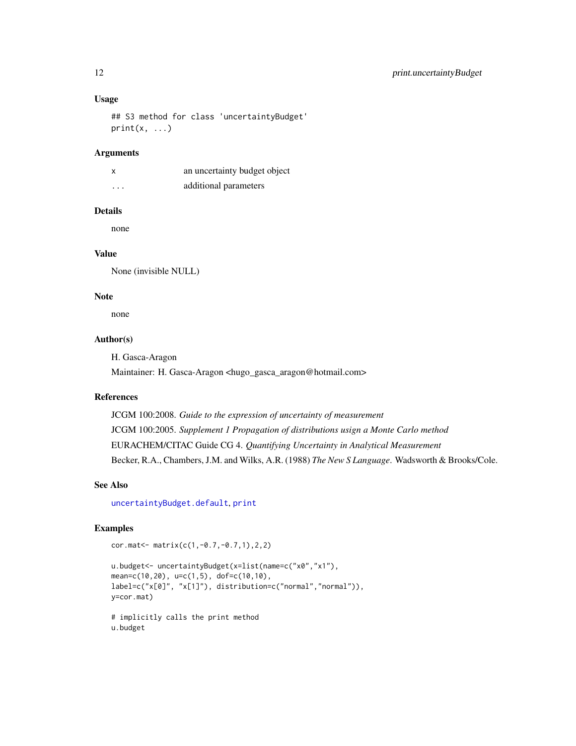### Usage

```
## S3 method for class 'uncertaintyBudget'
print(x, ...)
```

### Arguments

| | |
|---|---|
| x | an uncertainty budget object |
| ... | additional parameters |

### Details

none

### Value

None (invisible NULL)

### Note

none

### Author(s)

H. Gasca-Aragon

Maintainer: H. Gasca-Aragon <hugo_gasca_aragon@hotmail.com>

### References

JCGM 100:2008. *Guide to the expression of uncertainty of measurement*

JCGM 100:2005. *Supplement 1 Propagation of distributions usign a Monte Carlo method*

EURACHEM/CITAC Guide CG 4. *Quantifying Uncertainty in Analytical Measurement*

Becker, R.A., Chambers, J.M. and Wilks, A.R. (1988) *The New S Language*. Wadsworth & Brooks/Cole.

### See Also

`uncertaintyBudget.default`, `print`

### Examples

```
cor.mat<- matrix(c(1,-0.7,-0.7,1),2,2)

u.budget<- uncertaintyBudget(x=list(name=c("x0","x1"),
mean=c(10,20), u=c(1,5), dof=c(10,10),
label=c("x[0]", "x[1]"), distribution=c("normal","normal")),
y=cor.mat)

# implicitly calls the print method
u.budget
```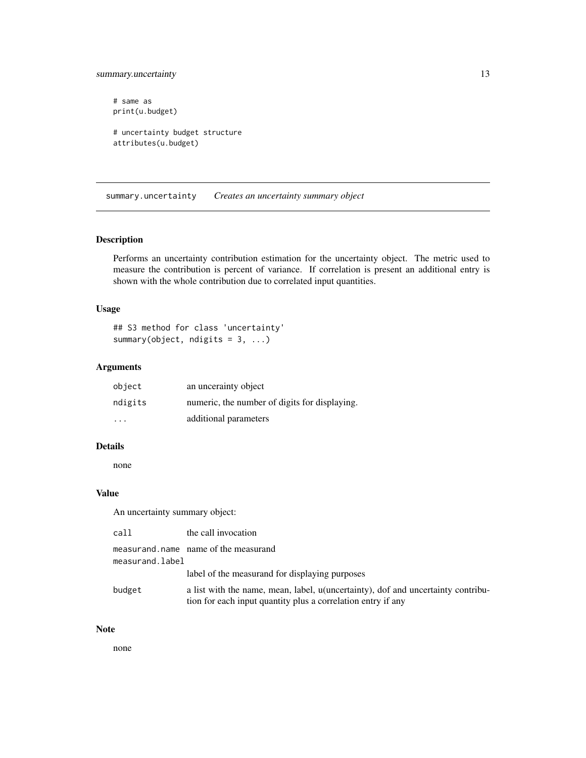```
# same as
print(u.budget)

# uncertainty budget structure
attributes(u.budget)
```

---

## summary.uncertainty *Creates an uncertainty summary object*

### Description

Performs an uncertainty contribution estimation for the uncertainty object. The metric used to measure the contribution is percent of variance. If correlation is present an additional entry is shown with the whole contribution due to correlated input quantities.

### Usage

```
## S3 method for class 'uncertainty'
summary(object, ndigits = 3, ...)
```

### Arguments

| | |
|---|---|
| object | an uncerainty object |
| ndigits | numeric, the number of digits for displaying. |
| ... | additional parameters |

### Details

none

### Value

An uncertainty summary object:

| | |
|---|---|
| call | the call invocation |
| measurand.name | name of the measurand |
| measurand.label | label of the measurand for displaying purposes |
| budget | a list with the name, mean, label, u(uncertainty), dof and uncertainty contribution for each input quantity plus a correlation entry if any |

### Note

none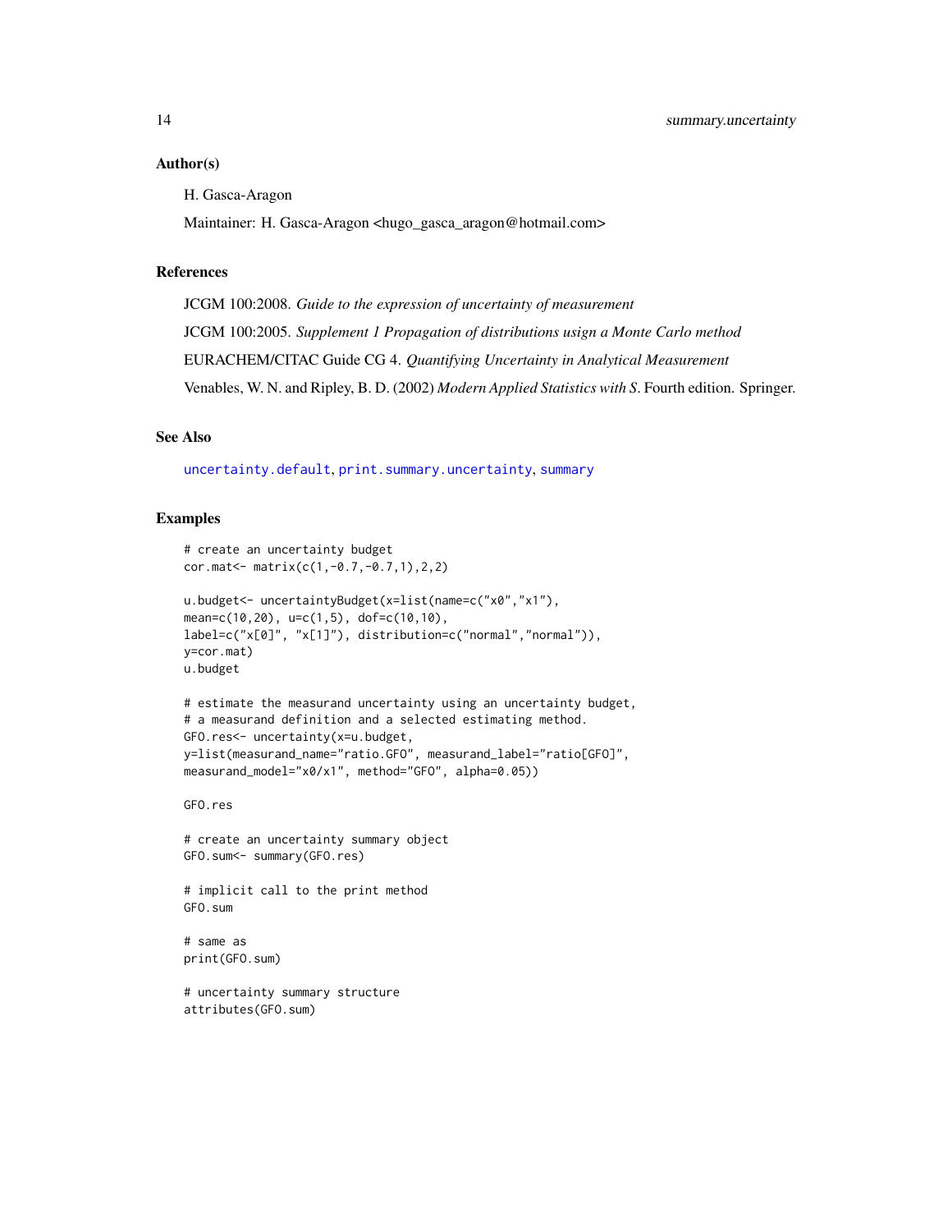### Author(s)

H. Gasca-Aragon

Maintainer: H. Gasca-Aragon <hugo_gasca_aragon@hotmail.com>

### References

JCGM 100:2008. *Guide to the expression of uncertainty of measurement*

JCGM 100:2005. *Supplement 1 Propagation of distributions usign a Monte Carlo method*

EURACHEM/CITAC Guide CG 4. *Quantifying Uncertainty in Analytical Measurement*

Venables, W. N. and Ripley, B. D. (2002) *Modern Applied Statistics with S*. Fourth edition. Springer.

### See Also

`uncertainty.default`, `print.summary.uncertainty`, `summary`

### Examples

```
# create an uncertainty budget
cor.mat<- matrix(c(1,-0.7,-0.7,1),2,2)

u.budget<- uncertaintyBudget(x=list(name=c("x0","x1"),
mean=c(10,20), u=c(1,5), dof=c(10,10),
label=c("x[0]", "x[1]"), distribution=c("normal","normal")),
y=cor.mat)
u.budget

# estimate the measurand uncertainty using an uncertainty budget,
# a measurand definition and a selected estimating method.
GFO.res<- uncertainty(x=u.budget,
y=list(measurand_name="ratio.GFO", measurand_label="ratio[GFO]",
measurand_model="x0/x1", method="GFO", alpha=0.05))

GFO.res

# create an uncertainty summary object
GFO.sum<- summary(GFO.res)

# implicit call to the print method
GFO.sum

# same as
print(GFO.sum)

# uncertainty summary structure
attributes(GFO.sum)
```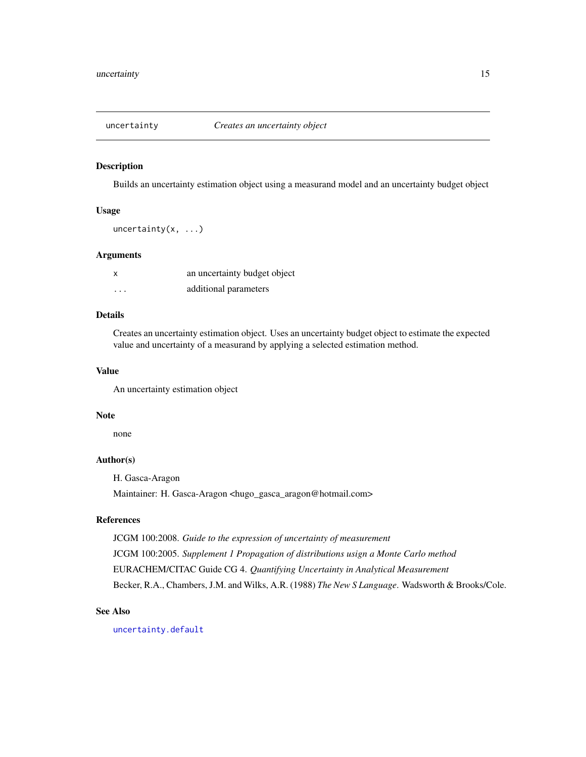`uncertainty` *Creates an uncertainty object*

## Description

Builds an uncertainty estimation object using a measurand model and an uncertainty budget object

## Usage

```
uncertainty(x, ...)
```

## Arguments

| | |
|---|---|
| `x` | an uncertainty budget object |
| `...` | additional parameters |

## Details

Creates an uncertainty estimation object. Uses an uncertainty budget object to estimate the expected value and uncertainty of a measurand by applying a selected estimation method.

## Value

An uncertainty estimation object

## Note

none

## Author(s)

H. Gasca-Aragon

Maintainer: H. Gasca-Aragon <hugo_gasca_aragon@hotmail.com>

## References

JCGM 100:2008. *Guide to the expression of uncertainty of measurement*

JCGM 100:2005. *Supplement 1 Propagation of distributions usign a Monte Carlo method*

EURACHEM/CITAC Guide CG 4. *Quantifying Uncertainty in Analytical Measurement*

Becker, R.A., Chambers, J.M. and Wilks, A.R. (1988) *The New S Language*. Wadsworth & Brooks/Cole.

## See Also

`uncertainty.default`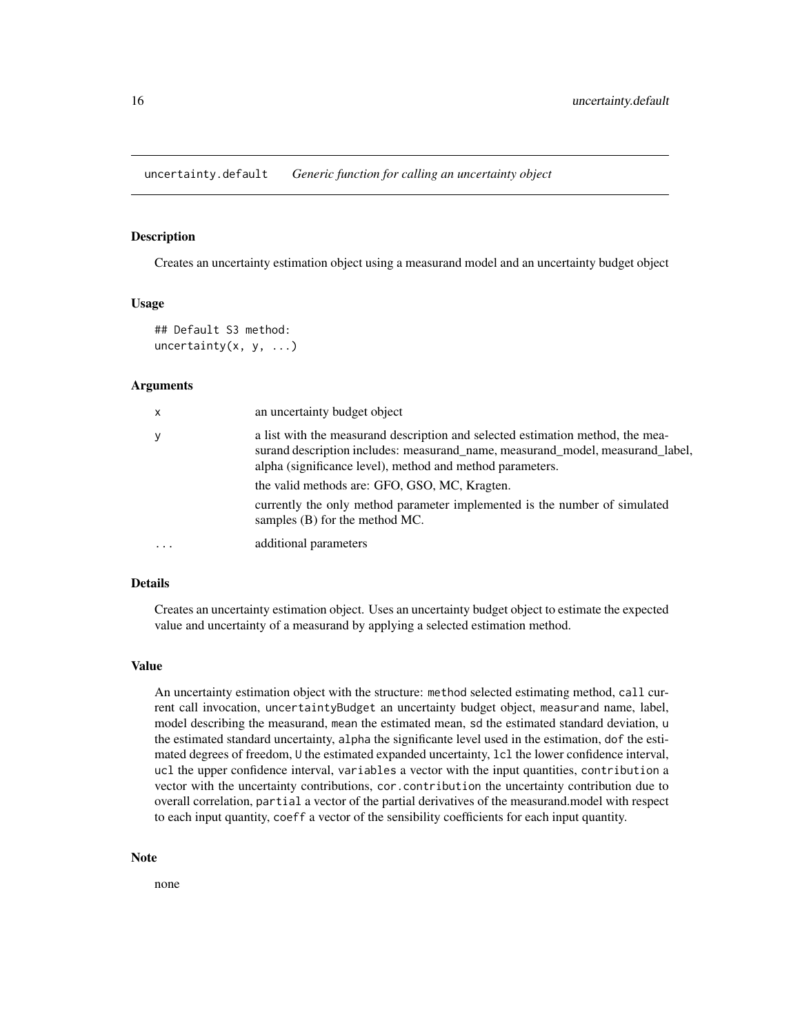# uncertainty.default *Generic function for calling an uncertainty object*

## Description

Creates an uncertainty estimation object using a measurand model and an uncertainty budget object

## Usage

```
## Default S3 method:
uncertainty(x, y, ...)
```

## Arguments

| | |
|---|---|
| x | an uncertainty budget object |
| y | a list with the measurand description and selected estimation method, the measurand description includes: measurand_name, measurand_model, measurand_label, alpha (significance level), method and method parameters.<br>the valid methods are: GFO, GSO, MC, Kragten.<br>currently the only method parameter implemented is the number of simulated samples (B) for the method MC. |
| ... | additional parameters |

## Details

Creates an uncertainty estimation object. Uses an uncertainty budget object to estimate the expected value and uncertainty of a measurand by applying a selected estimation method.

## Value

An uncertainty estimation object with the structure: `method` selected estimating method, `call` current call invocation, `uncertaintyBudget` an uncertainty budget object, `measurand` name, label, model describing the measurand, `mean` the estimated mean, `sd` the estimated standard deviation, `u` the estimated standard uncertainty, `alpha` the significante level used in the estimation, `dof` the estimated degrees of freedom, `U` the estimated expanded uncertainty, `lcl` the lower confidence interval, `ucl` the upper confidence interval, `variables` a vector with the input quantities, `contribution` a vector with the uncertainty contributions, `cor.contribution` the uncertainty contribution due to overall correlation, `partial` a vector of the partial derivatives of the measurand.model with respect to each input quantity, `coeff` a vector of the sensibility coefficients for each input quantity.

## Note

none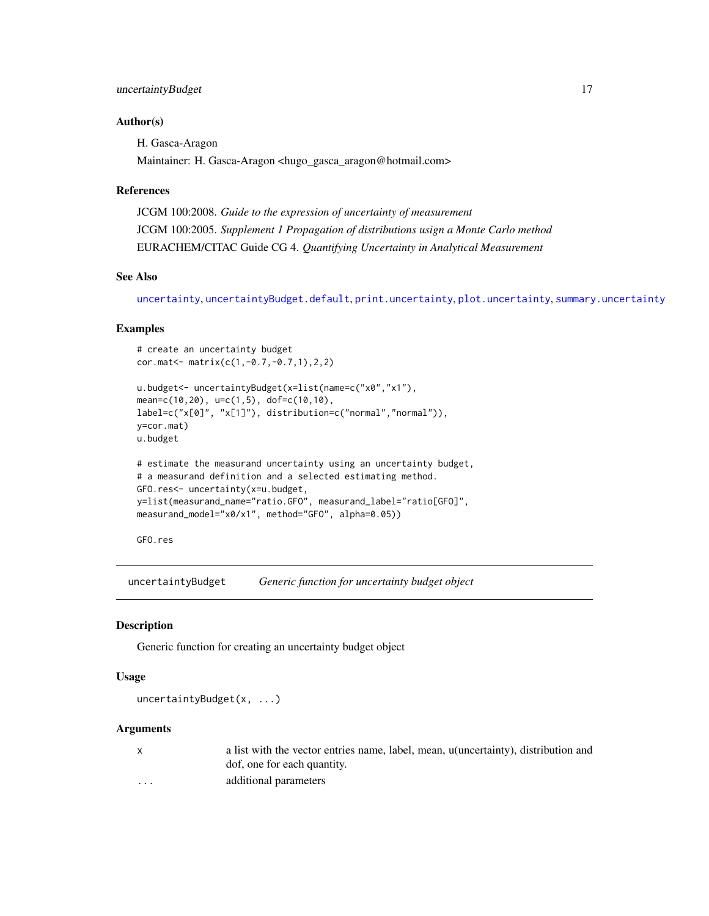### Author(s)

H. Gasca-Aragon

Maintainer: H. Gasca-Aragon <hugo_gasca_aragon@hotmail.com>

### References

JCGM 100:2008. *Guide to the expression of uncertainty of measurement*

JCGM 100:2005. *Supplement 1 Propagation of distributions usign a Monte Carlo method*

EURACHEM/CITAC Guide CG 4. *Quantifying Uncertainty in Analytical Measurement*

### See Also

uncertainty, uncertaintyBudget.default, print.uncertainty, plot.uncertainty, summary.uncertainty

### Examples

```
# create an uncertainty budget
cor.mat<- matrix(c(1,-0.7,-0.7,1),2,2)

u.budget<- uncertaintyBudget(x=list(name=c("x0","x1"),
mean=c(10,20), u=c(1,5), dof=c(10,10),
label=c("x[0]", "x[1]"), distribution=c("normal","normal")),
y=cor.mat)
u.budget

# estimate the measurand uncertainty using an uncertainty budget,
# a measurand definition and a selected estimating method.
GFO.res<- uncertainty(x=u.budget,
y=list(measurand_name="ratio.GFO", measurand_label="ratio[GFO]",
measurand_model="x0/x1", method="GFO", alpha=0.05))

GFO.res
```

---

## uncertaintyBudget    *Generic function for uncertainty budget object*

### Description

Generic function for creating an uncertainty budget object

### Usage

```
uncertaintyBudget(x, ...)
```

### Arguments

| | |
|---|---|
| x | a list with the vector entries name, label, mean, u(uncertainty), distribution and dof, one for each quantity. |
| ... | additional parameters |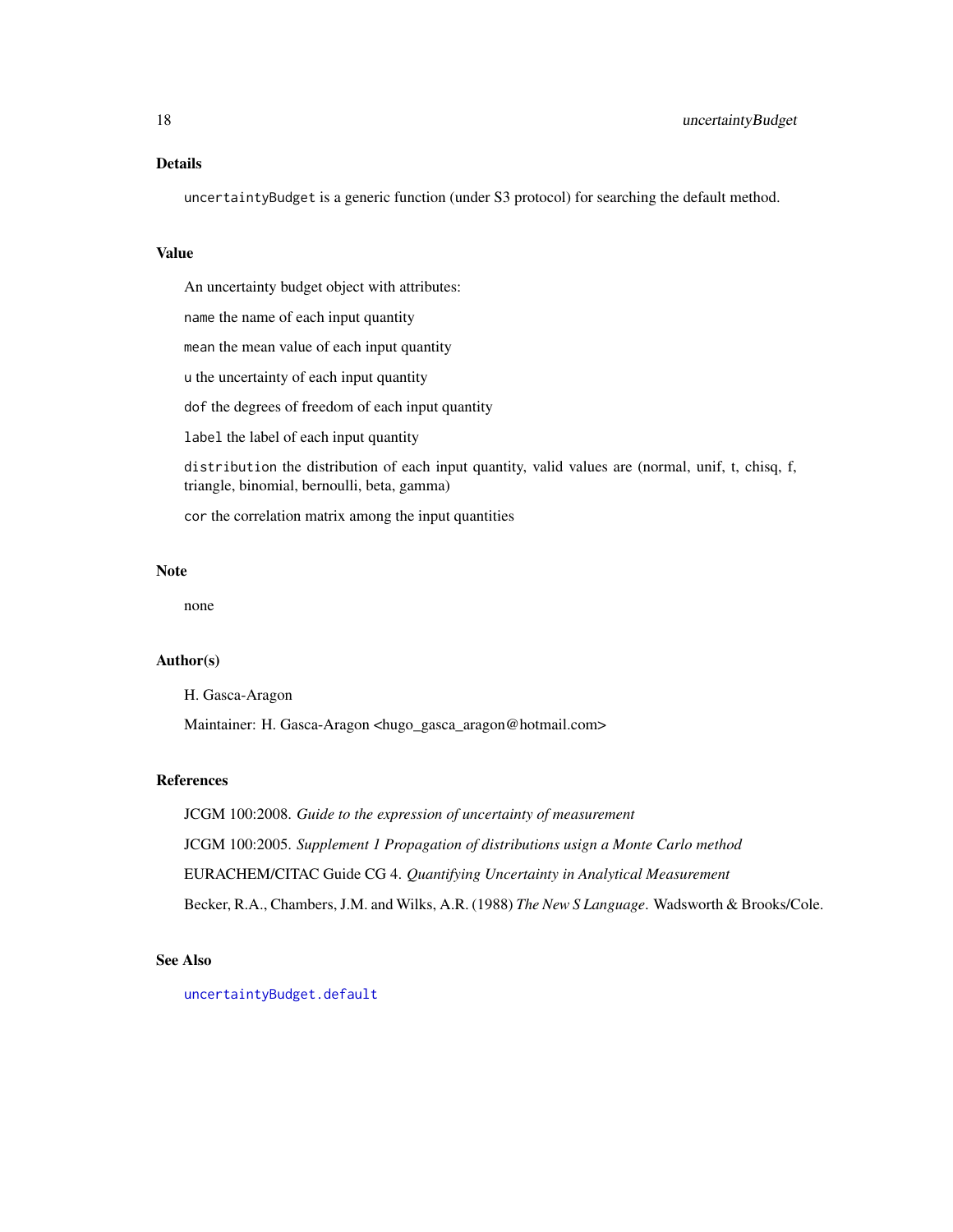## Details

`uncertaintyBudget` is a generic function (under S3 protocol) for searching the default method.

## Value

An uncertainty budget object with attributes:

`name` the name of each input quantity

`mean` the mean value of each input quantity

`u` the uncertainty of each input quantity

`dof` the degrees of freedom of each input quantity

`label` the label of each input quantity

`distribution` the distribution of each input quantity, valid values are (normal, unif, t, chisq, f, triangle, binomial, bernoulli, beta, gamma)

`cor` the correlation matrix among the input quantities

## Note

none

## Author(s)

H. Gasca-Aragon

Maintainer: H. Gasca-Aragon <hugo_gasca_aragon@hotmail.com>

## References

JCGM 100:2008. *Guide to the expression of uncertainty of measurement*

JCGM 100:2005. *Supplement 1 Propagation of distributions usign a Monte Carlo method*

EURACHEM/CITAC Guide CG 4. *Quantifying Uncertainty in Analytical Measurement*

Becker, R.A., Chambers, J.M. and Wilks, A.R. (1988) *The New S Language*. Wadsworth & Brooks/Cole.

## See Also

`uncertaintyBudget.default`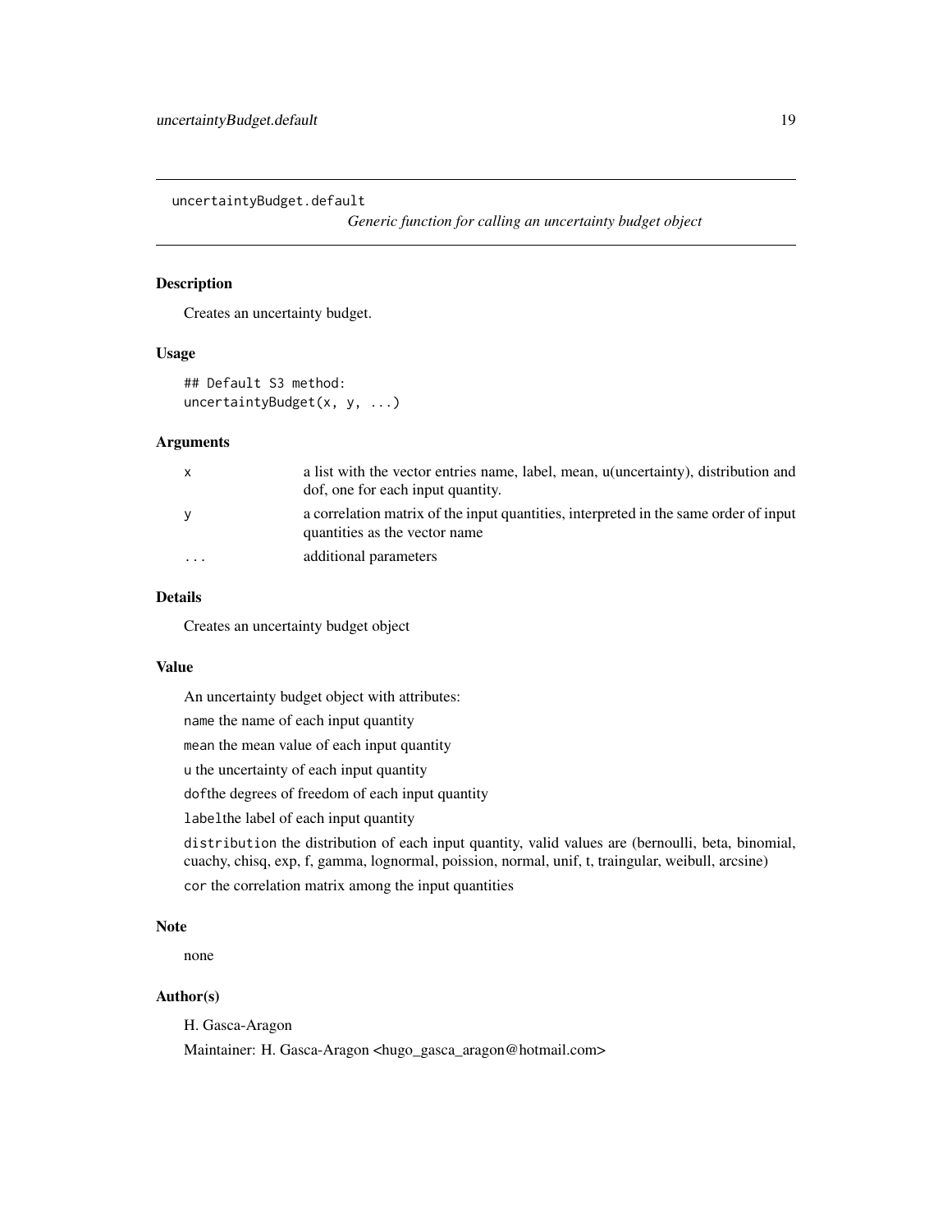uncertaintyBudget.default — *Generic function for calling an uncertainty budget object*

## Description

Creates an uncertainty budget.

## Usage

```
## Default S3 method:
uncertaintyBudget(x, y, ...)
```

## Arguments

| | |
|---|---|
| x | a list with the vector entries name, label, mean, u(uncertainty), distribution and dof, one for each input quantity. |
| y | a correlation matrix of the input quantities, interpreted in the same order of input quantities as the vector name |
| ... | additional parameters |

## Details

Creates an uncertainty budget object

## Value

An uncertainty budget object with attributes:

`name` the name of each input quantity

`mean` the mean value of each input quantity

`u` the uncertainty of each input quantity

`dof`the degrees of freedom of each input quantity

`label`the label of each input quantity

`distribution` the distribution of each input quantity, valid values are (bernoulli, beta, binomial, cuachy, chisq, exp, f, gamma, lognormal, poission, normal, unif, t, traingular, weibull, arcsine)

`cor` the correlation matrix among the input quantities

## Note

none

## Author(s)

H. Gasca-Aragon

Maintainer: H. Gasca-Aragon <hugo_gasca_aragon@hotmail.com>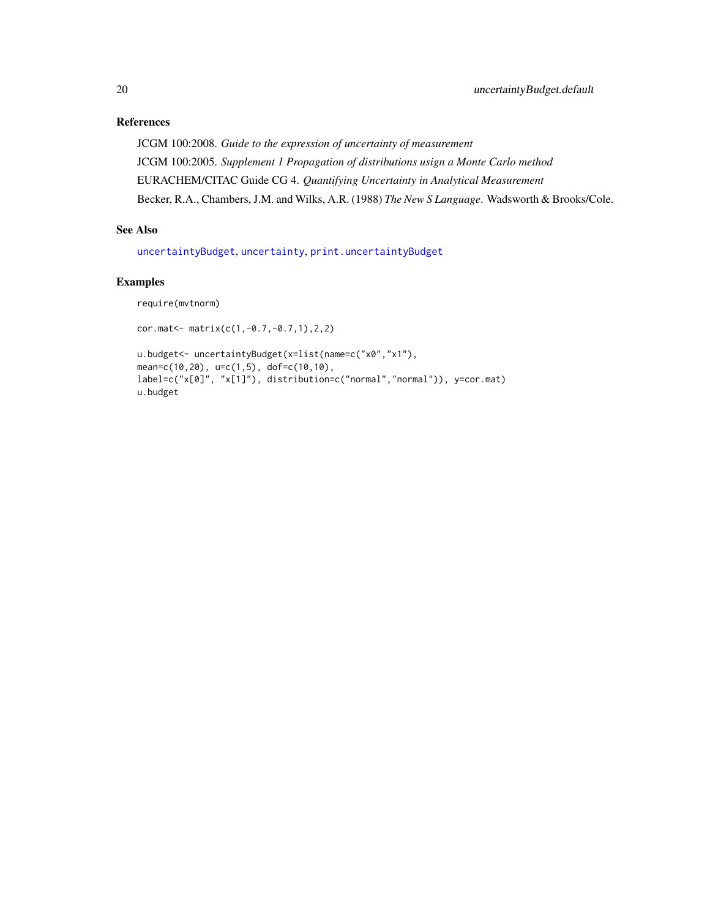### References

JCGM 100:2008. *Guide to the expression of uncertainty of measurement*

JCGM 100:2005. *Supplement 1 Propagation of distributions usign a Monte Carlo method*

EURACHEM/CITAC Guide CG 4. *Quantifying Uncertainty in Analytical Measurement*

Becker, R.A., Chambers, J.M. and Wilks, A.R. (1988) *The New S Language*. Wadsworth & Brooks/Cole.

### See Also

`uncertaintyBudget`, `uncertainty`, `print.uncertaintyBudget`

### Examples

```
require(mvtnorm)

cor.mat<- matrix(c(1,-0.7,-0.7,1),2,2)

u.budget<- uncertaintyBudget(x=list(name=c("x0","x1"),
mean=c(10,20), u=c(1,5), dof=c(10,10),
label=c("x[0]", "x[1]"), distribution=c("normal","normal")), y=cor.mat)
u.budget
```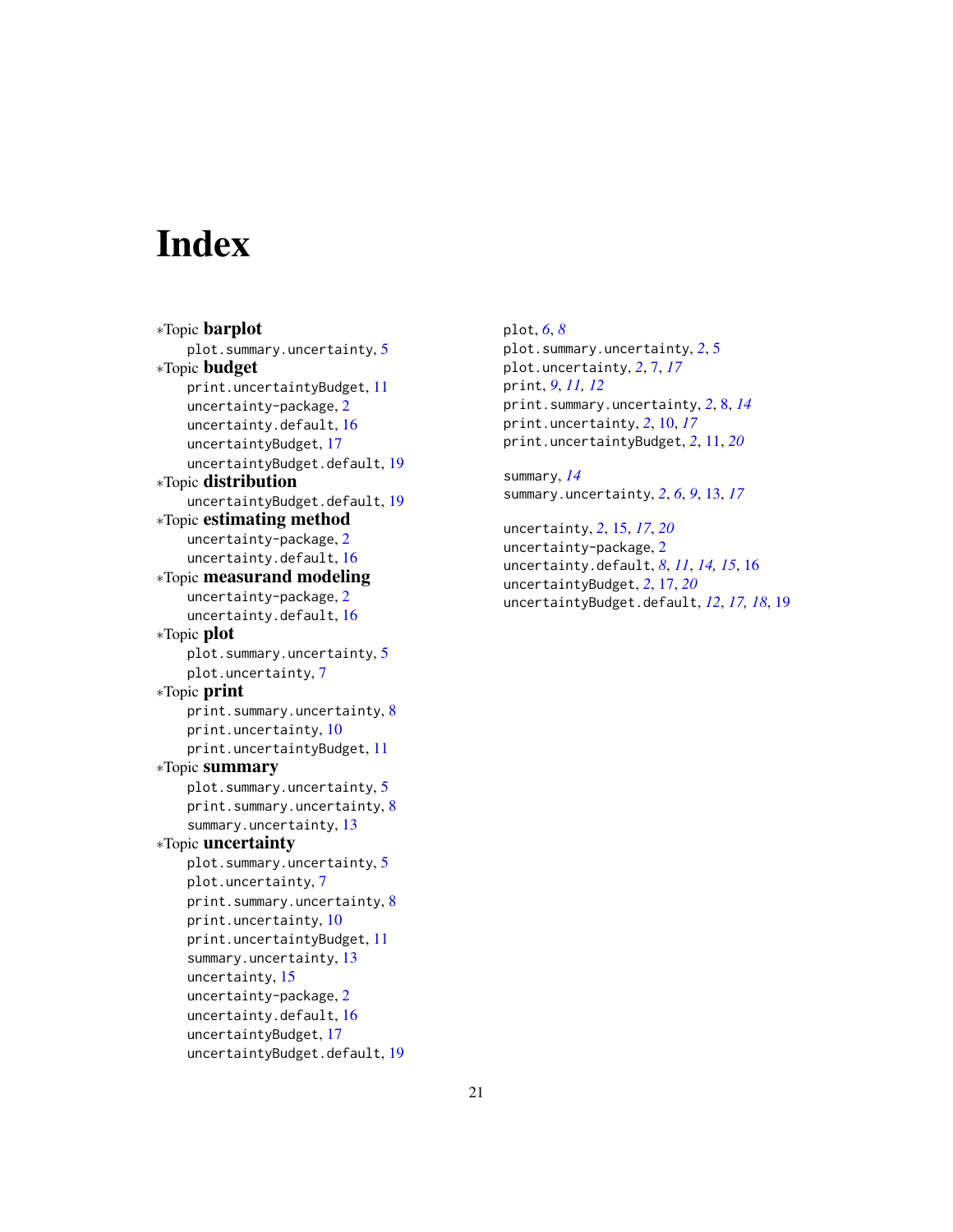# Index

∗Topic **barplot**
- plot.summary.uncertainty, 5

∗Topic **budget**
- print.uncertaintyBudget, 11
- uncertainty-package, 2
- uncertainty.default, 16
- uncertaintyBudget, 17
- uncertaintyBudget.default, 19

∗Topic **distribution**
- uncertaintyBudget.default, 19

∗Topic **estimating method**
- uncertainty-package, 2
- uncertainty.default, 16

∗Topic **measurand modeling**
- uncertainty-package, 2
- uncertainty.default, 16

∗Topic **plot**
- plot.summary.uncertainty, 5
- plot.uncertainty, 7

∗Topic **print**
- print.summary.uncertainty, 8
- print.uncertainty, 10
- print.uncertaintyBudget, 11

∗Topic **summary**
- plot.summary.uncertainty, 5
- print.summary.uncertainty, 8
- summary.uncertainty, 13

∗Topic **uncertainty**
- plot.summary.uncertainty, 5
- plot.uncertainty, 7
- print.summary.uncertainty, 8
- print.uncertainty, 10
- print.uncertaintyBudget, 11
- summary.uncertainty, 13
- uncertainty, 15
- uncertainty-package, 2
- uncertainty.default, 16
- uncertaintyBudget, 17
- uncertaintyBudget.default, 19

plot, *6*, *8*
plot.summary.uncertainty, *2*, 5
plot.uncertainty, *2*, 7, *17*
print, *9*, *11, 12*
print.summary.uncertainty, *2*, 8, *14*
print.uncertainty, *2*, 10, *17*
print.uncertaintyBudget, *2*, 11, *20*

summary, *14*
summary.uncertainty, *2*, *6*, *9*, 13, *17*

uncertainty, *2*, 15, *17*, *20*
uncertainty-package, 2
uncertainty.default, *8*, *11*, *14, 15*, 16
uncertaintyBudget, *2*, 17, *20*
uncertaintyBudget.default, *12*, *17, 18*, 19